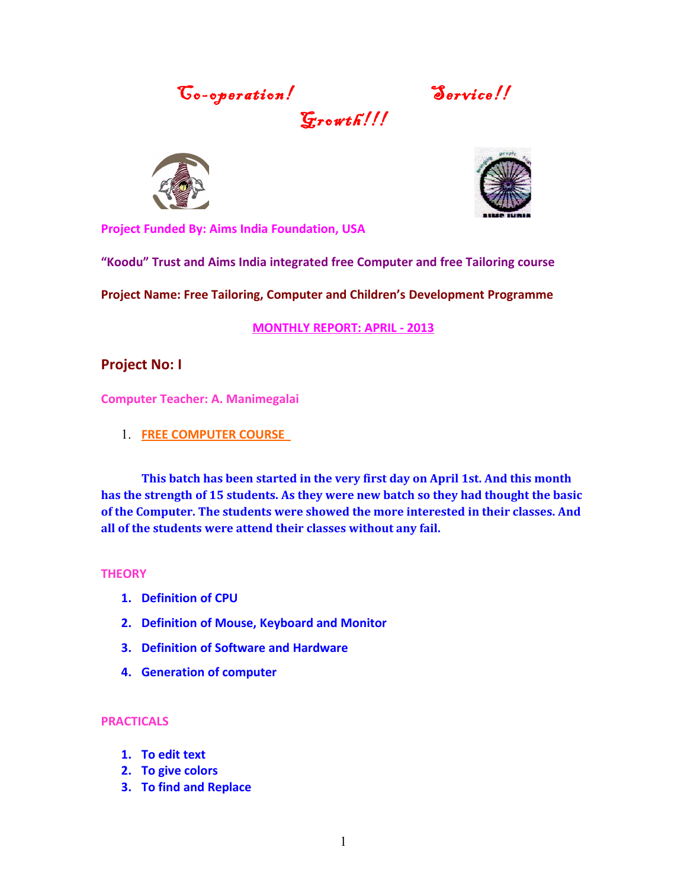*Co-operation!* *Service!!*

*Growth!!!*

**Project Funded By: Aims India Foundation, USA**

**"Koodu" Trust and Aims India integrated free Computer and free Tailoring course**

**Project Name: Free Tailoring, Computer and Children's Development Programme**

**MONTHLY REPORT: APRIL - 2013**

## Project No: I

**Computer Teacher: A. Manimegalai**

1. **FREE COMPUTER COURSE**

**This batch has been started in the very first day on April 1st. And this month has the strength of 15 students. As they were new batch so they had thought the basic of the Computer. The students were showed the more interested in their classes. And all of the students were attend their classes without any fail.**

**THEORY**

1. **Definition of CPU**
2. **Definition of Mouse, Keyboard and Monitor**
3. **Definition of Software and Hardware**
4. **Generation of computer**

**PRACTICALS**

1. **To edit text**
2. **To give colors**
3. **To find and Replace**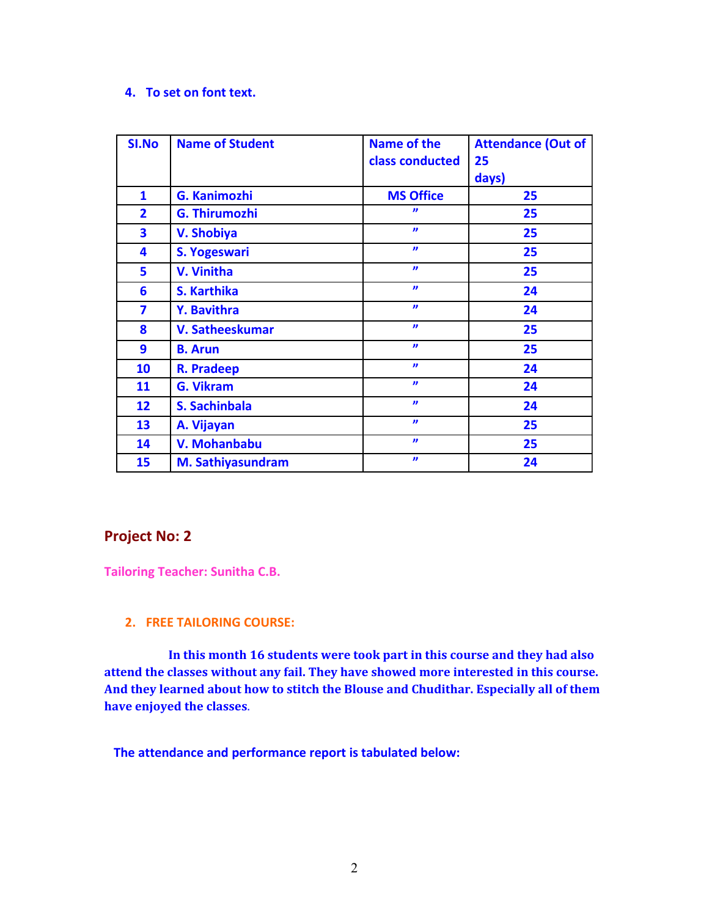4. **To set on font text.**

| Sl.No | Name of Student | Name of the class conducted | Attendance (Out of 25 days) |
|---|---|---|---|
| 1 | G. Kanimozhi | MS Office | 25 |
| 2 | G. Thirumozhi | " | 25 |
| 3 | V. Shobiya | " | 25 |
| 4 | S. Yogeswari | " | 25 |
| 5 | V. Vinitha | " | 25 |
| 6 | S. Karthika | " | 24 |
| 7 | Y. Bavithra | " | 24 |
| 8 | V. Satheeskumar | " | 25 |
| 9 | B. Arun | " | 25 |
| 10 | R. Pradeep | " | 24 |
| 11 | G. Vikram | " | 24 |
| 12 | S. Sachinbala | " | 24 |
| 13 | A. Vijayan | " | 25 |
| 14 | V. Mohanbabu | " | 25 |
| 15 | M. Sathiyasundram | " | 24 |

## Project No: 2

**Tailoring Teacher: Sunitha C.B.**

2. **FREE TAILORING COURSE:**

**In this month 16 students were took part in this course and they had also attend the classes without any fail. They have showed more interested in this course. And they learned about how to stitch the Blouse and Chudithar. Especially all of them have enjoyed the classes.**

**The attendance and performance report is tabulated below:**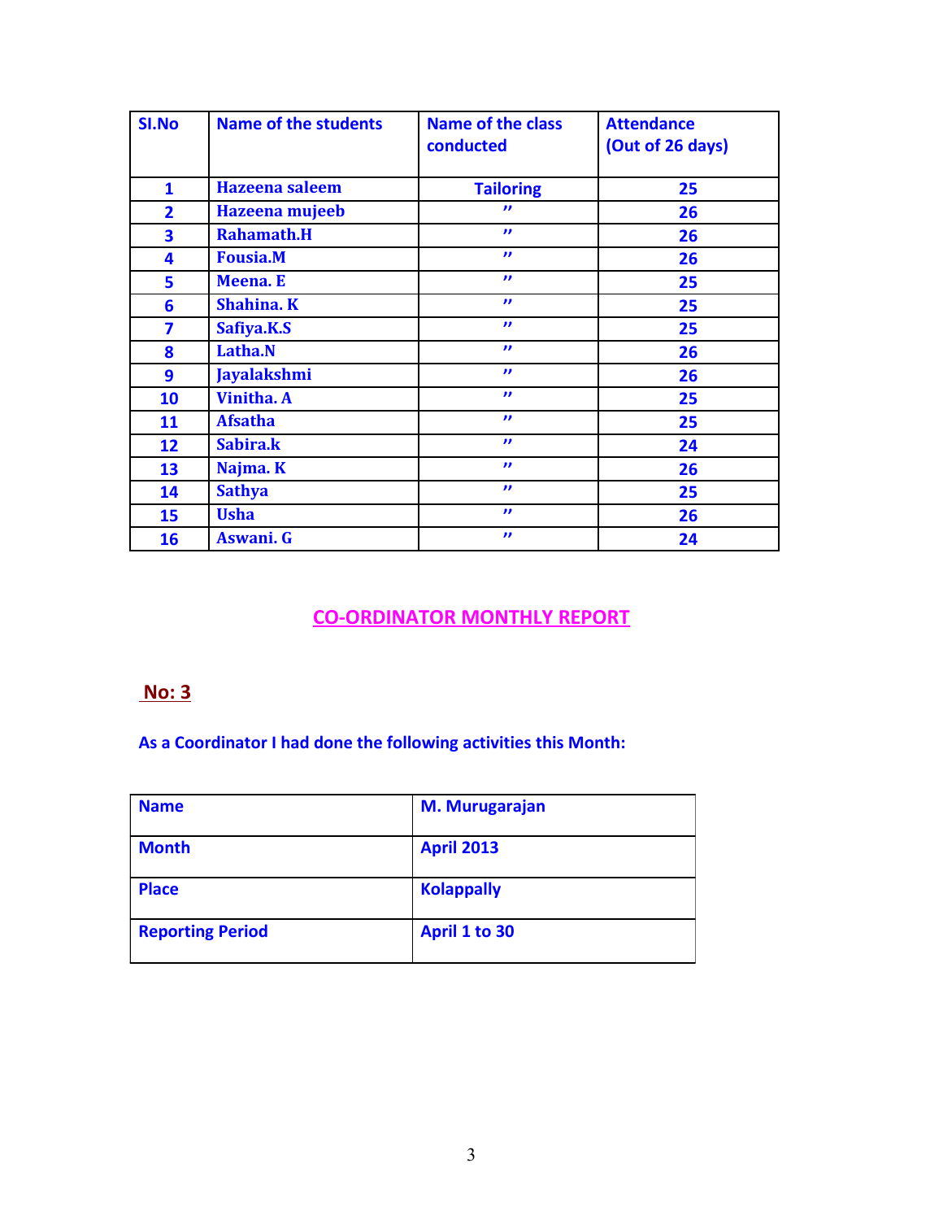| SI.No | Name of the students | Name of the class conducted | Attendance (Out of 26 days) |
|---|---|---|---|
| 1 | Hazeena saleem | Tailoring | 25 |
| 2 | Hazeena mujeeb | " | 26 |
| 3 | Rahamath.H | " | 26 |
| 4 | Fousia.M | " | 26 |
| 5 | Meena. E | " | 25 |
| 6 | Shahina. K | " | 25 |
| 7 | Safiya.K.S | " | 25 |
| 8 | Latha.N | " | 26 |
| 9 | Jayalakshmi | " | 26 |
| 10 | Vinitha. A | " | 25 |
| 11 | Afsatha | " | 25 |
| 12 | Sabira.k | " | 24 |
| 13 | Najma. K | " | 26 |
| 14 | Sathya | " | 25 |
| 15 | Usha | " | 26 |
| 16 | Aswani. G | " | 24 |

## CO-ORDINATOR MONTHLY REPORT

### No: 3

**As a Coordinator I had done the following activities this Month:**

| | |
|---|---|
| Name | M. Murugarajan |
| Month | April 2013 |
| Place | Kolappally |
| Reporting Period | April 1 to 30 |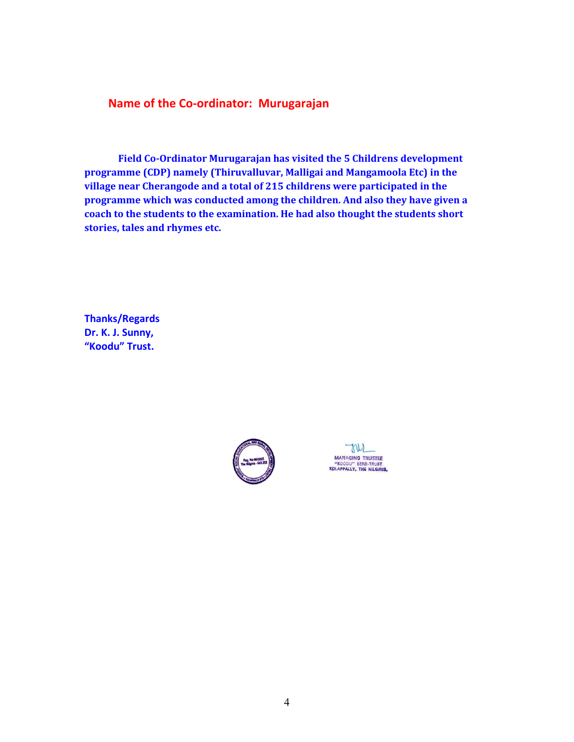**Name of the Co-ordinator: Murugarajan**

**Field Co-Ordinator Murugarajan has visited the 5 Childrens development programme (CDP) namely (Thiruvalluvar, Malligai and Mangamoola Etc) in the village near Cherangode and a total of 215 childrens were participated in the programme which was conducted among the children. And also they have given a coach to the students to the examination. He had also thought the students short stories, tales and rhymes etc.**

**Thanks/Regards**
**Dr. K. J. Sunny,**
**"Koodu" Trust.**

MANAGING TRUSTEE
"KOODU" SERD-TRUST
KOLAPPALLY, THE NILGIRIS.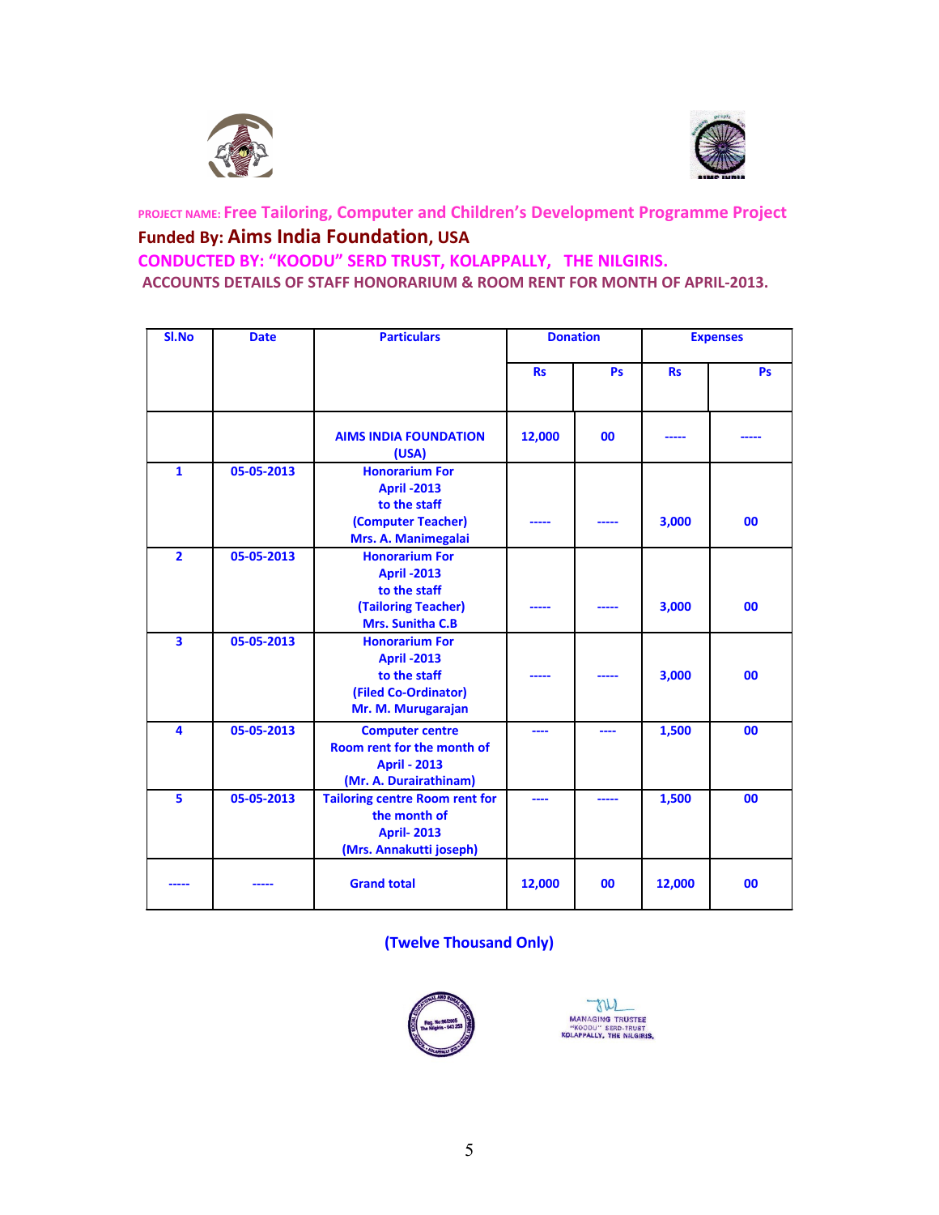PROJECT NAME: **Free Tailoring, Computer and Children's Development Programme Project**

**Funded By: Aims India Foundation, USA**

**CONDUCTED BY: "KOODU" SERD TRUST, KOLAPPALLY, THE NILGIRIS.**

**ACCOUNTS DETAILS OF STAFF HONORARIUM & ROOM RENT FOR MONTH OF APRIL-2013.**

| Sl.No | Date | Particulars | Donation | | Expenses | |
|---|---|---|---|---|---|---|
| | | | Rs | Ps | Rs | Ps |
| | | AIMS INDIA FOUNDATION (USA) | 12,000 | 00 | ----- | ----- |
| 1 | 05-05-2013 | Honorarium For April -2013 to the staff (Computer Teacher) Mrs. A. Manimegalai | ----- | ----- | 3,000 | 00 |
| 2 | 05-05-2013 | Honorarium For April -2013 to the staff (Tailoring Teacher) Mrs. Sunitha C.B | ----- | ----- | 3,000 | 00 |
| 3 | 05-05-2013 | Honorarium For April -2013 to the staff (Filed Co-Ordinator) Mr. M. Murugarajan | ----- | ----- | 3,000 | 00 |
| 4 | 05-05-2013 | Computer centre Room rent for the month of April - 2013 (Mr. A. Durairathinam) | ---- | ---- | 1,500 | 00 |
| 5 | 05-05-2013 | Tailoring centre Room rent for the month of April- 2013 (Mrs. Annakutti joseph) | ---- | ----- | 1,500 | 00 |
| ----- | ----- | Grand total | 12,000 | 00 | 12,000 | 00 |

**(Twelve Thousand Only)**

MANAGING TRUSTEE
"KOODU" SERD-TRUST
KOLAPPALLY, THE NILGIRIS.